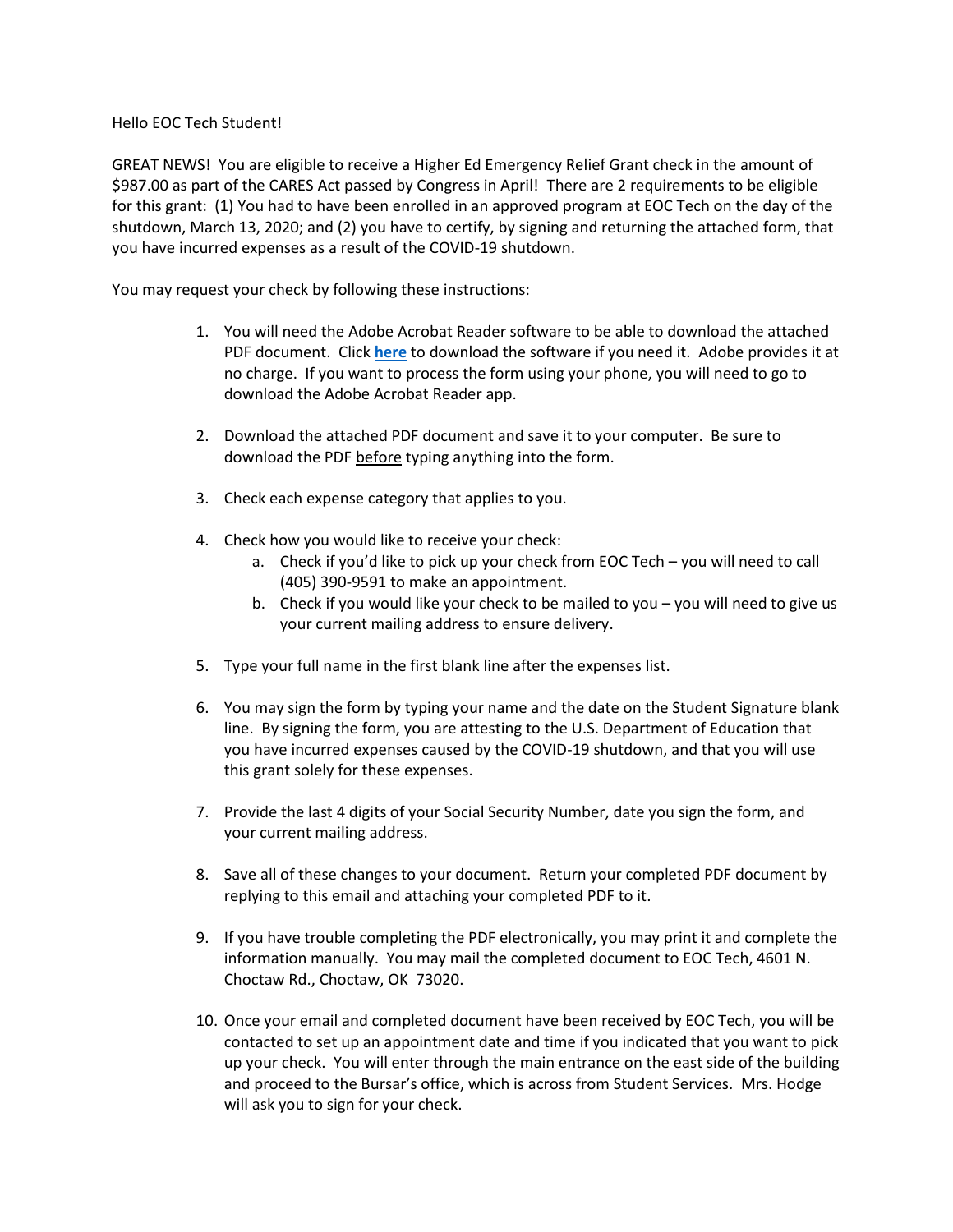Hello EOC Tech Student!

GREAT NEWS! You are eligible to receive a Higher Ed Emergency Relief Grant check in the amount of $987.00 as part of the CARES Act passed by Congress in April! There are 2 requirements to be eligible for this grant: (1) You had to have been enrolled in an approved program at EOC Tech on the day of the shutdown, March 13, 2020; and (2) you have to certify, by signing and returning the attached form, that you have incurred expenses as a result of the COVID-19 shutdown.

You may request your check by following these instructions:

1. You will need the Adobe Acrobat Reader software to be able to download the attached PDF document. Click **here** to download the software if you need it. Adobe provides it at no charge. If you want to process the form using your phone, you will need to go to download the Adobe Acrobat Reader app.

2. Download the attached PDF document and save it to your computer. Be sure to download the PDF <u>before</u> typing anything into the form.

3. Check each expense category that applies to you.

4. Check how you would like to receive your check:
    a. Check if you'd like to pick up your check from EOC Tech – you will need to call (405) 390-9591 to make an appointment.
    b. Check if you would like your check to be mailed to you – you will need to give us your current mailing address to ensure delivery.

5. Type your full name in the first blank line after the expenses list.

6. You may sign the form by typing your name and the date on the Student Signature blank line. By signing the form, you are attesting to the U.S. Department of Education that you have incurred expenses caused by the COVID-19 shutdown, and that you will use this grant solely for these expenses.

7. Provide the last 4 digits of your Social Security Number, date you sign the form, and your current mailing address.

8. Save all of these changes to your document. Return your completed PDF document by replying to this email and attaching your completed PDF to it.

9. If you have trouble completing the PDF electronically, you may print it and complete the information manually. You may mail the completed document to EOC Tech, 4601 N. Choctaw Rd., Choctaw, OK 73020.

10. Once your email and completed document have been received by EOC Tech, you will be contacted to set up an appointment date and time if you indicated that you want to pick up your check. You will enter through the main entrance on the east side of the building and proceed to the Bursar's office, which is across from Student Services. Mrs. Hodge will ask you to sign for your check.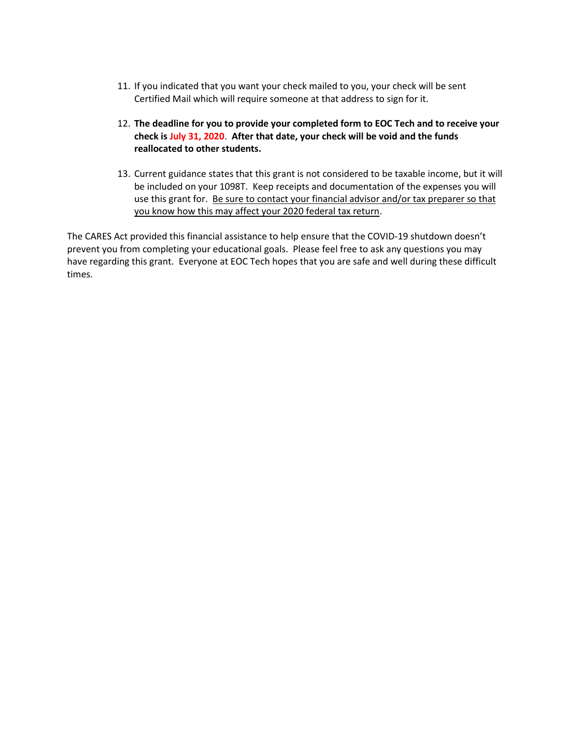11. If you indicated that you want your check mailed to you, your check will be sent Certified Mail which will require someone at that address to sign for it.

12. **The deadline for you to provide your completed form to EOC Tech and to receive your check is July 31, 2020. After that date, your check will be void and the funds reallocated to other students.**

13. Current guidance states that this grant is not considered to be taxable income, but it will be included on your 1098T. Keep receipts and documentation of the expenses you will use this grant for. Be sure to contact your financial advisor and/or tax preparer so that you know how this may affect your 2020 federal tax return.

The CARES Act provided this financial assistance to help ensure that the COVID-19 shutdown doesn't prevent you from completing your educational goals. Please feel free to ask any questions you may have regarding this grant. Everyone at EOC Tech hopes that you are safe and well during these difficult times.